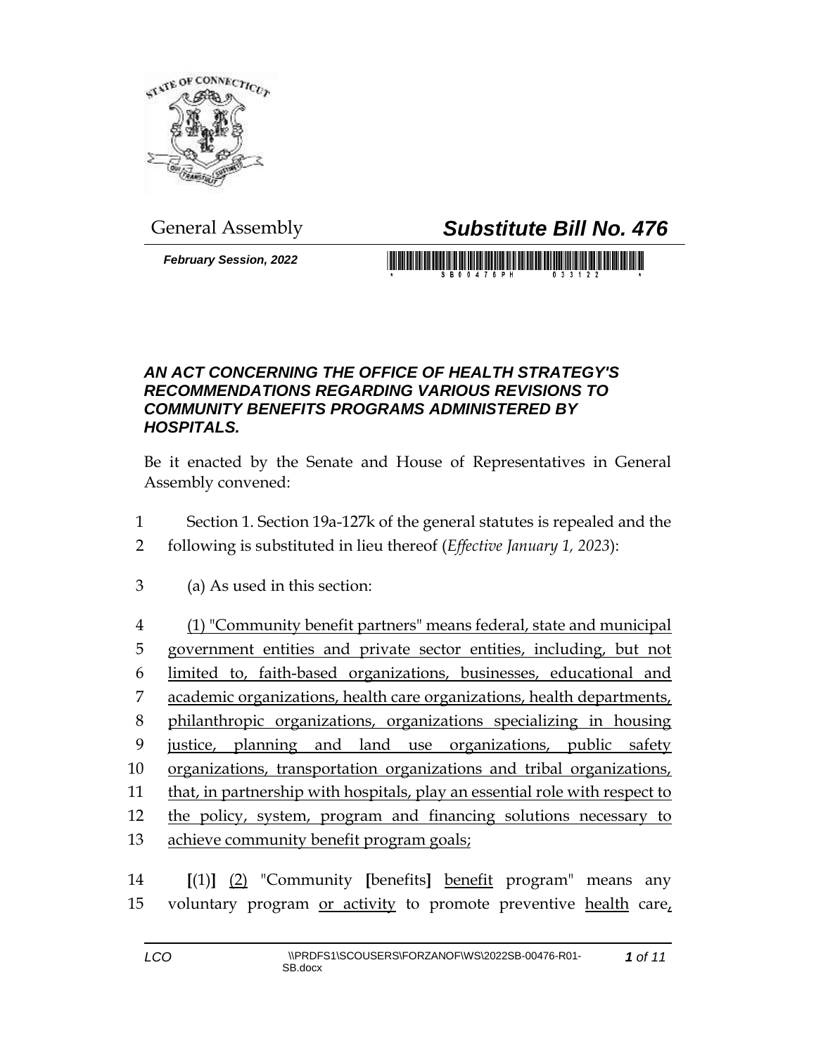General Assembly

# *Substitute Bill No. 476*

***February Session, 2022***

### *AN ACT CONCERNING THE OFFICE OF HEALTH STRATEGY'S RECOMMENDATIONS REGARDING VARIOUS REVISIONS TO COMMUNITY BENEFITS PROGRAMS ADMINISTERED BY HOSPITALS.*

Be it enacted by the Senate and House of Representatives in General Assembly convened:

1 Section 1. Section 19a-127k of the general statutes is repealed and the
2 following is substituted in lieu thereof (*Effective January 1, 2023*):

3 (a) As used in this section:

4 <u>(1) "Community benefit partners" means federal, state and municipal</u>
5 <u>government entities and private sector entities, including, but not</u>
6 <u>limited to, faith-based organizations, businesses, educational and</u>
7 <u>academic organizations, health care organizations, health departments,</u>
8 <u>philanthropic organizations, organizations specializing in housing</u>
9 <u>justice, planning and land use organizations, public safety</u>
10 <u>organizations, transportation organizations and tribal organizations,</u>
11 <u>that, in partnership with hospitals, play an essential role with respect to</u>
12 <u>the policy, system, program and financing solutions necessary to</u>
13 <u>achieve community benefit program goals;</u>

14 **[**(1)**]** <u>(2)</u> "Community **[**benefits**]** <u>benefit</u> program" means any
15 voluntary program <u>or activity</u> to promote preventive <u>health</u> care<u>,</u>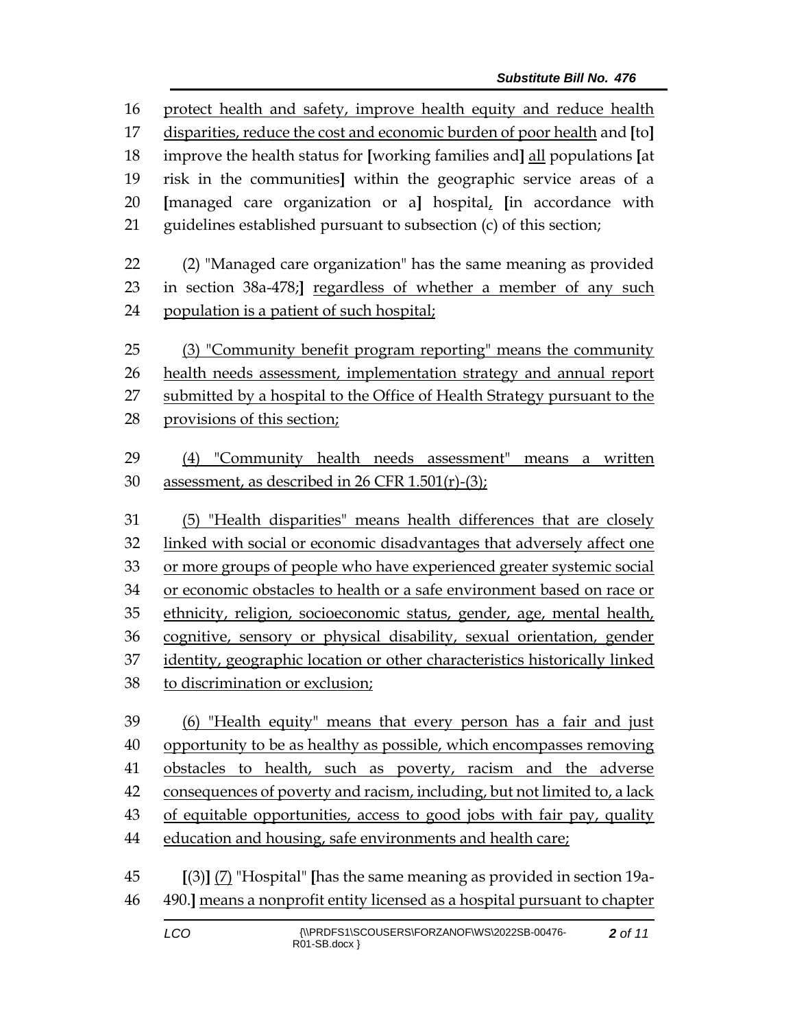16 protect health and safety, improve health equity and reduce health
17 disparities, reduce the cost and economic burden of poor health and [to]
18 improve the health status for [working families and] all populations [at
19 risk in the communities] within the geographic service areas of a
20 [managed care organization or a] hospital, [in accordance with
21 guidelines established pursuant to subsection (c) of this section;

22 (2) "Managed care organization" has the same meaning as provided
23 in section 38a-478;] regardless of whether a member of any such
24 population is a patient of such hospital;

25 (3) "Community benefit program reporting" means the community
26 health needs assessment, implementation strategy and annual report
27 submitted by a hospital to the Office of Health Strategy pursuant to the
28 provisions of this section;

29 (4) "Community health needs assessment" means a written
30 assessment, as described in 26 CFR 1.501(r)-(3);

31 (5) "Health disparities" means health differences that are closely
32 linked with social or economic disadvantages that adversely affect one
33 or more groups of people who have experienced greater systemic social
34 or economic obstacles to health or a safe environment based on race or
35 ethnicity, religion, socioeconomic status, gender, age, mental health,
36 cognitive, sensory or physical disability, sexual orientation, gender
37 identity, geographic location or other characteristics historically linked
38 to discrimination or exclusion;

39 (6) "Health equity" means that every person has a fair and just
40 opportunity to be as healthy as possible, which encompasses removing
41 obstacles to health, such as poverty, racism and the adverse
42 consequences of poverty and racism, including, but not limited to, a lack
43 of equitable opportunities, access to good jobs with fair pay, quality
44 education and housing, safe environments and health care;

45 [(3)] (7) "Hospital" [has the same meaning as provided in section 19a-
46 490.] means a nonprofit entity licensed as a hospital pursuant to chapter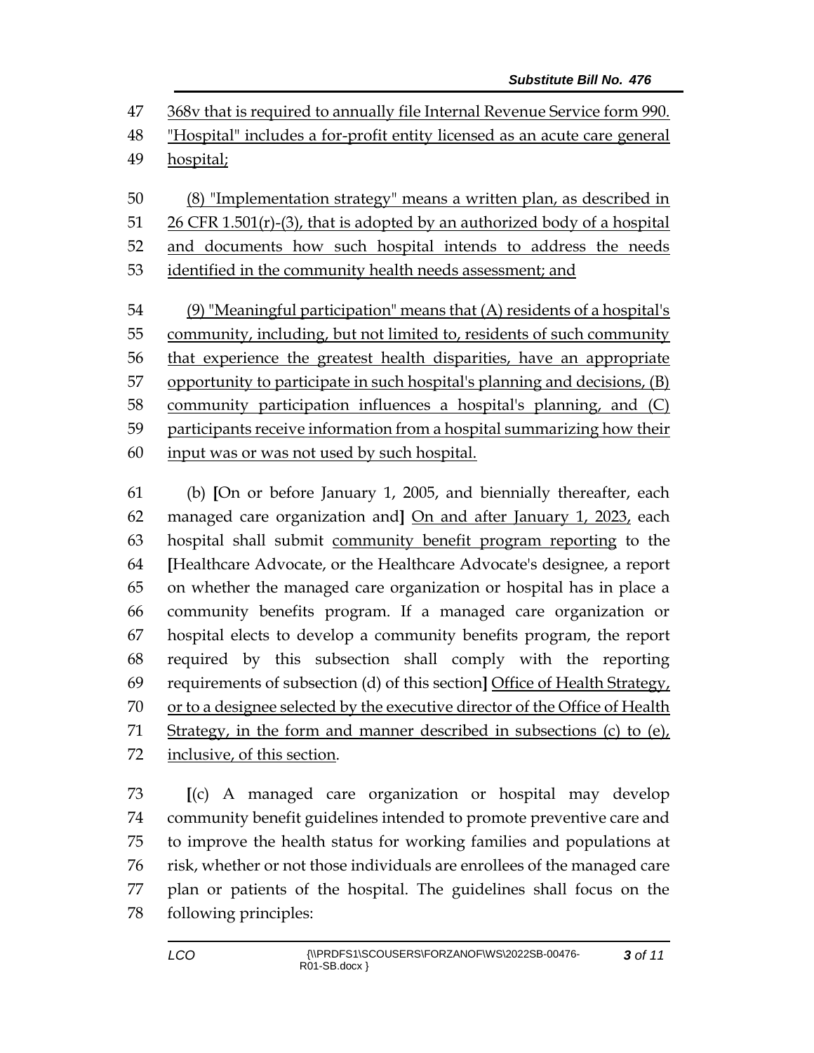368v that is required to annually file Internal Revenue Service form 990. "Hospital" includes a for-profit entity licensed as an acute care general hospital;

(8) "Implementation strategy" means a written plan, as described in 26 CFR 1.501(r)-(3), that is adopted by an authorized body of a hospital and documents how such hospital intends to address the needs identified in the community health needs assessment; and

(9) "Meaningful participation" means that (A) residents of a hospital's community, including, but not limited to, residents of such community that experience the greatest health disparities, have an appropriate opportunity to participate in such hospital's planning and decisions, (B) community participation influences a hospital's planning, and (C) participants receive information from a hospital summarizing how their input was or was not used by such hospital.

(b) **[**On or before January 1, 2005, and biennially thereafter, each managed care organization and**]** On and after January 1, 2023, each hospital shall submit community benefit program reporting to the **[**Healthcare Advocate, or the Healthcare Advocate's designee, a report on whether the managed care organization or hospital has in place a community benefits program. If a managed care organization or hospital elects to develop a community benefits program, the report required by this subsection shall comply with the reporting requirements of subsection (d) of this section**]** Office of Health Strategy, or to a designee selected by the executive director of the Office of Health Strategy, in the form and manner described in subsections (c) to (e), inclusive, of this section.

**[**(c) A managed care organization or hospital may develop community benefit guidelines intended to promote preventive care and to improve the health status for working families and populations at risk, whether or not those individuals are enrollees of the managed care plan or patients of the hospital. The guidelines shall focus on the following principles: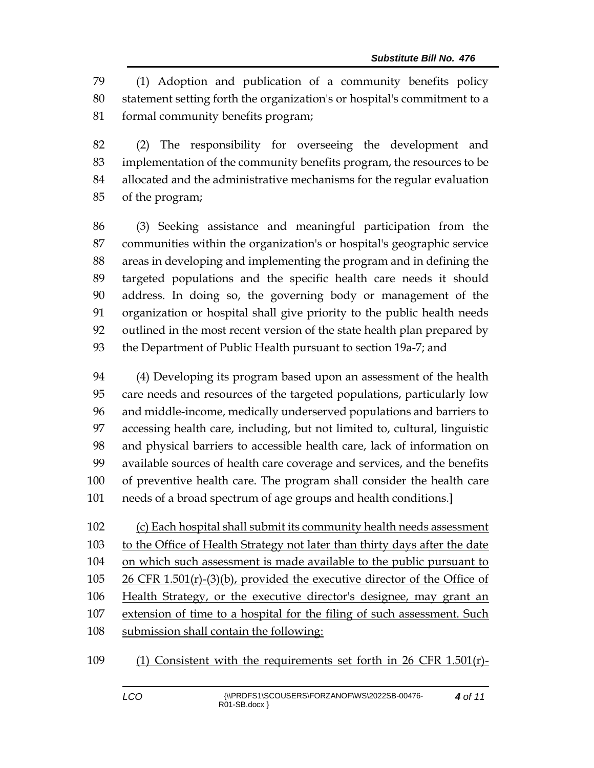(1) Adoption and publication of a community benefits policy statement setting forth the organization's or hospital's commitment to a formal community benefits program;

(2) The responsibility for overseeing the development and implementation of the community benefits program, the resources to be allocated and the administrative mechanisms for the regular evaluation of the program;

(3) Seeking assistance and meaningful participation from the communities within the organization's or hospital's geographic service areas in developing and implementing the program and in defining the targeted populations and the specific health care needs it should address. In doing so, the governing body or management of the organization or hospital shall give priority to the public health needs outlined in the most recent version of the state health plan prepared by the Department of Public Health pursuant to section 19a-7; and

(4) Developing its program based upon an assessment of the health care needs and resources of the targeted populations, particularly low and middle-income, medically underserved populations and barriers to accessing health care, including, but not limited to, cultural, linguistic and physical barriers to accessible health care, lack of information on available sources of health care coverage and services, and the benefits of preventive health care. The program shall consider the health care needs of a broad spectrum of age groups and health conditions.**]**

<u>(c) Each hospital shall submit its community health needs assessment to the Office of Health Strategy not later than thirty days after the date on which such assessment is made available to the public pursuant to 26 CFR 1.501(r)-(3)(b), provided the executive director of the Office of Health Strategy, or the executive director's designee, may grant an extension of time to a hospital for the filing of such assessment. Such submission shall contain the following:</u>

<u>(1) Consistent with the requirements set forth in 26 CFR 1.501(r)-</u>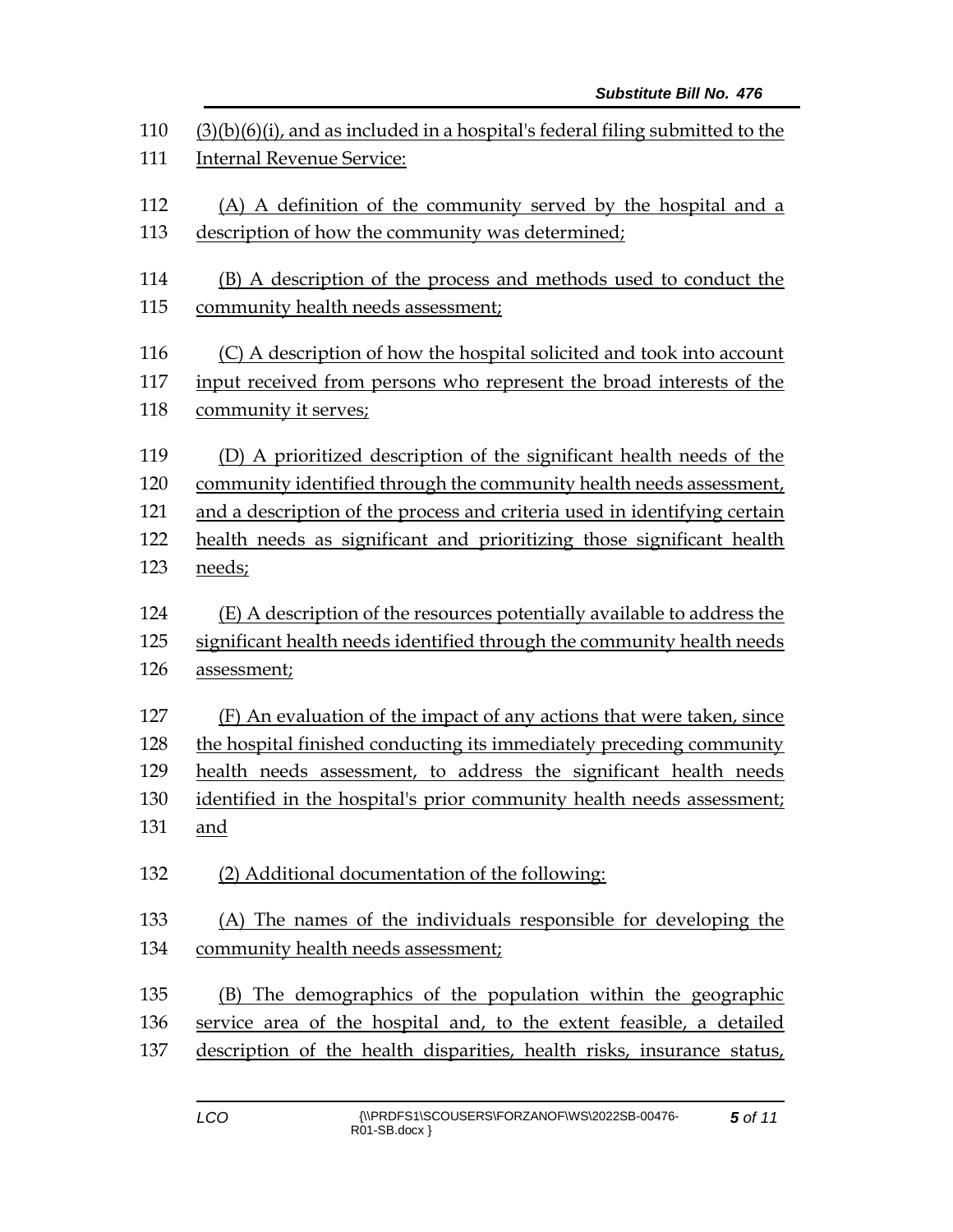(3)(b)(6)(i), and as included in a hospital's federal filing submitted to the Internal Revenue Service:

(A) A definition of the community served by the hospital and a description of how the community was determined;

(B) A description of the process and methods used to conduct the community health needs assessment;

(C) A description of how the hospital solicited and took into account input received from persons who represent the broad interests of the community it serves;

(D) A prioritized description of the significant health needs of the community identified through the community health needs assessment, and a description of the process and criteria used in identifying certain health needs as significant and prioritizing those significant health needs;

(E) A description of the resources potentially available to address the significant health needs identified through the community health needs assessment;

(F) An evaluation of the impact of any actions that were taken, since the hospital finished conducting its immediately preceding community health needs assessment, to address the significant health needs identified in the hospital's prior community health needs assessment; and

(2) Additional documentation of the following:

(A) The names of the individuals responsible for developing the community health needs assessment;

(B) The demographics of the population within the geographic service area of the hospital and, to the extent feasible, a detailed description of the health disparities, health risks, insurance status,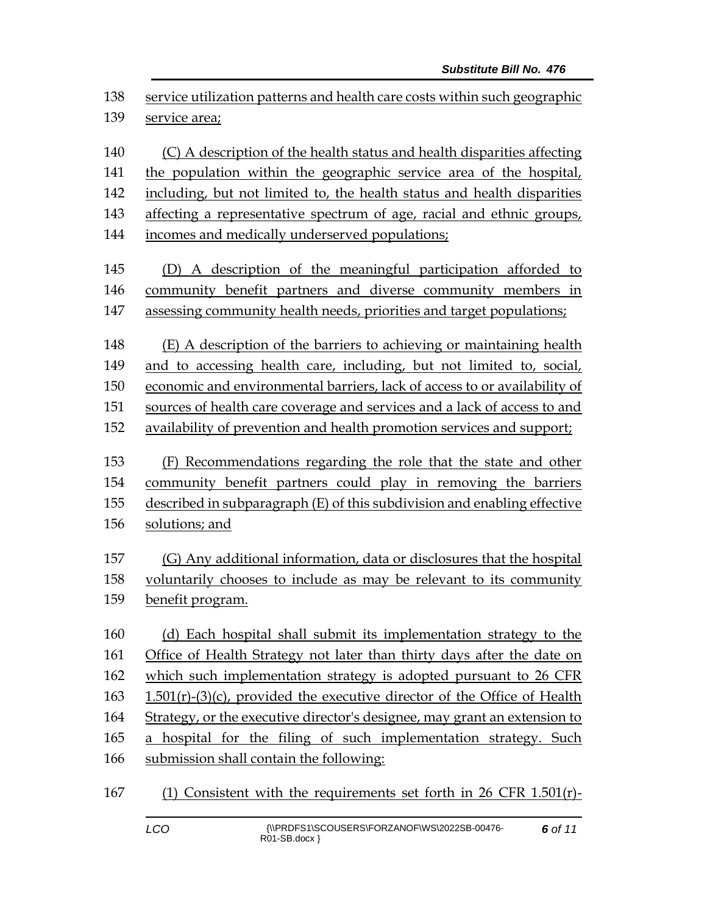138 service utilization patterns and health care costs within such geographic
139 service area;

140 (C) A description of the health status and health disparities affecting
141 the population within the geographic service area of the hospital,
142 including, but not limited to, the health status and health disparities
143 affecting a representative spectrum of age, racial and ethnic groups,
144 incomes and medically underserved populations;

145 (D) A description of the meaningful participation afforded to
146 community benefit partners and diverse community members in
147 assessing community health needs, priorities and target populations;

148 (E) A description of the barriers to achieving or maintaining health
149 and to accessing health care, including, but not limited to, social,
150 economic and environmental barriers, lack of access to or availability of
151 sources of health care coverage and services and a lack of access to and
152 availability of prevention and health promotion services and support;

153 (F) Recommendations regarding the role that the state and other
154 community benefit partners could play in removing the barriers
155 described in subparagraph (E) of this subdivision and enabling effective
156 solutions; and

157 (G) Any additional information, data or disclosures that the hospital
158 voluntarily chooses to include as may be relevant to its community
159 benefit program.

160 (d) Each hospital shall submit its implementation strategy to the
161 Office of Health Strategy not later than thirty days after the date on
162 which such implementation strategy is adopted pursuant to 26 CFR
163 1.501(r)-(3)(c), provided the executive director of the Office of Health
164 Strategy, or the executive director's designee, may grant an extension to
165 a hospital for the filing of such implementation strategy. Such
166 submission shall contain the following:

167 (1) Consistent with the requirements set forth in 26 CFR 1.501(r)-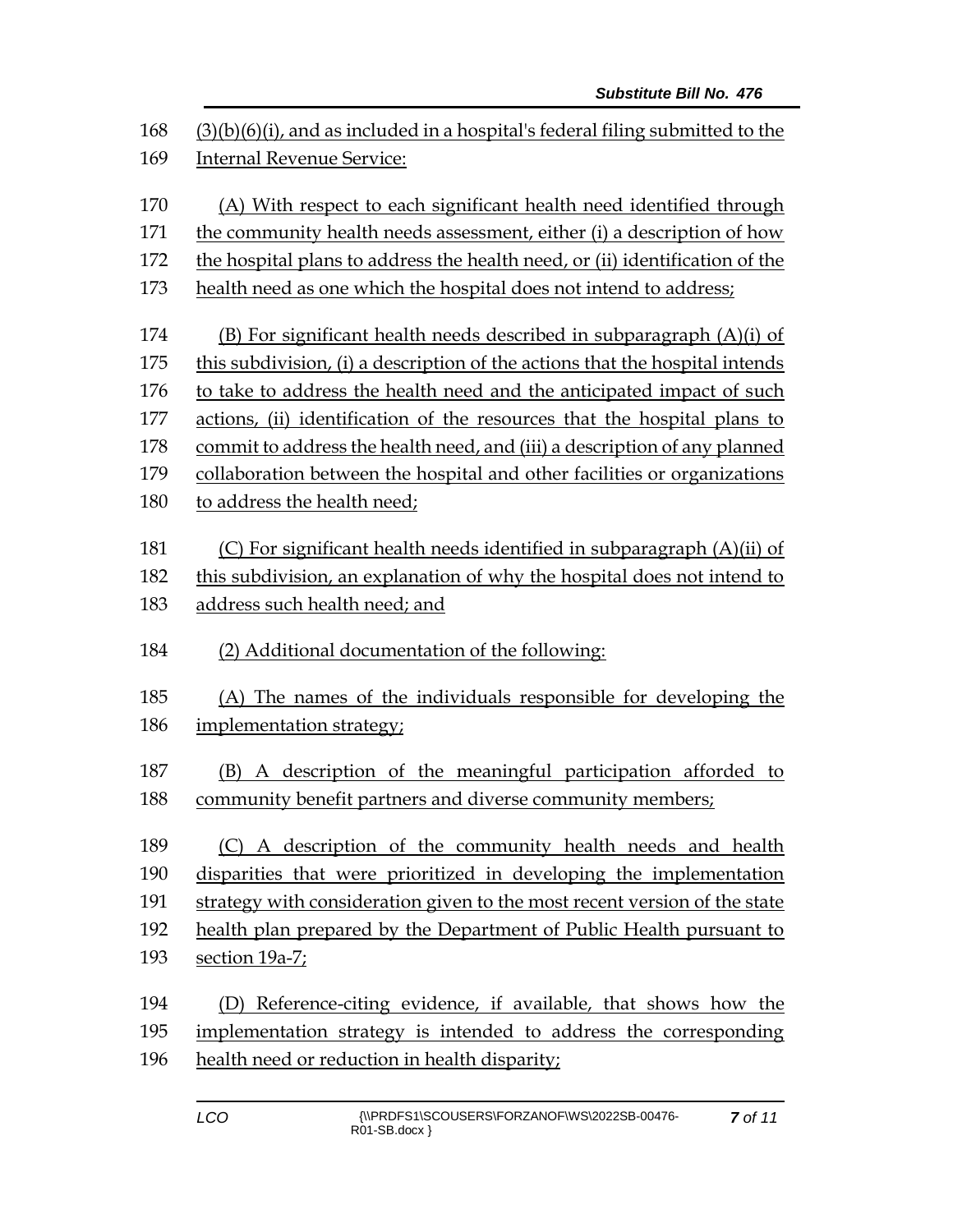168 (3)(b)(6)(i), and as included in a hospital's federal filing submitted to the
169 Internal Revenue Service:

170 (A) With respect to each significant health need identified through
171 the community health needs assessment, either (i) a description of how
172 the hospital plans to address the health need, or (ii) identification of the
173 health need as one which the hospital does not intend to address;

174 (B) For significant health needs described in subparagraph (A)(i) of
175 this subdivision, (i) a description of the actions that the hospital intends
176 to take to address the health need and the anticipated impact of such
177 actions, (ii) identification of the resources that the hospital plans to
178 commit to address the health need, and (iii) a description of any planned
179 collaboration between the hospital and other facilities or organizations
180 to address the health need;

181 (C) For significant health needs identified in subparagraph (A)(ii) of
182 this subdivision, an explanation of why the hospital does not intend to
183 address such health need; and

184 (2) Additional documentation of the following:

185 (A) The names of the individuals responsible for developing the
186 implementation strategy;

187 (B) A description of the meaningful participation afforded to
188 community benefit partners and diverse community members;

189 (C) A description of the community health needs and health
190 disparities that were prioritized in developing the implementation
191 strategy with consideration given to the most recent version of the state
192 health plan prepared by the Department of Public Health pursuant to
193 section 19a-7;

194 (D) Reference-citing evidence, if available, that shows how the
195 implementation strategy is intended to address the corresponding
196 health need or reduction in health disparity;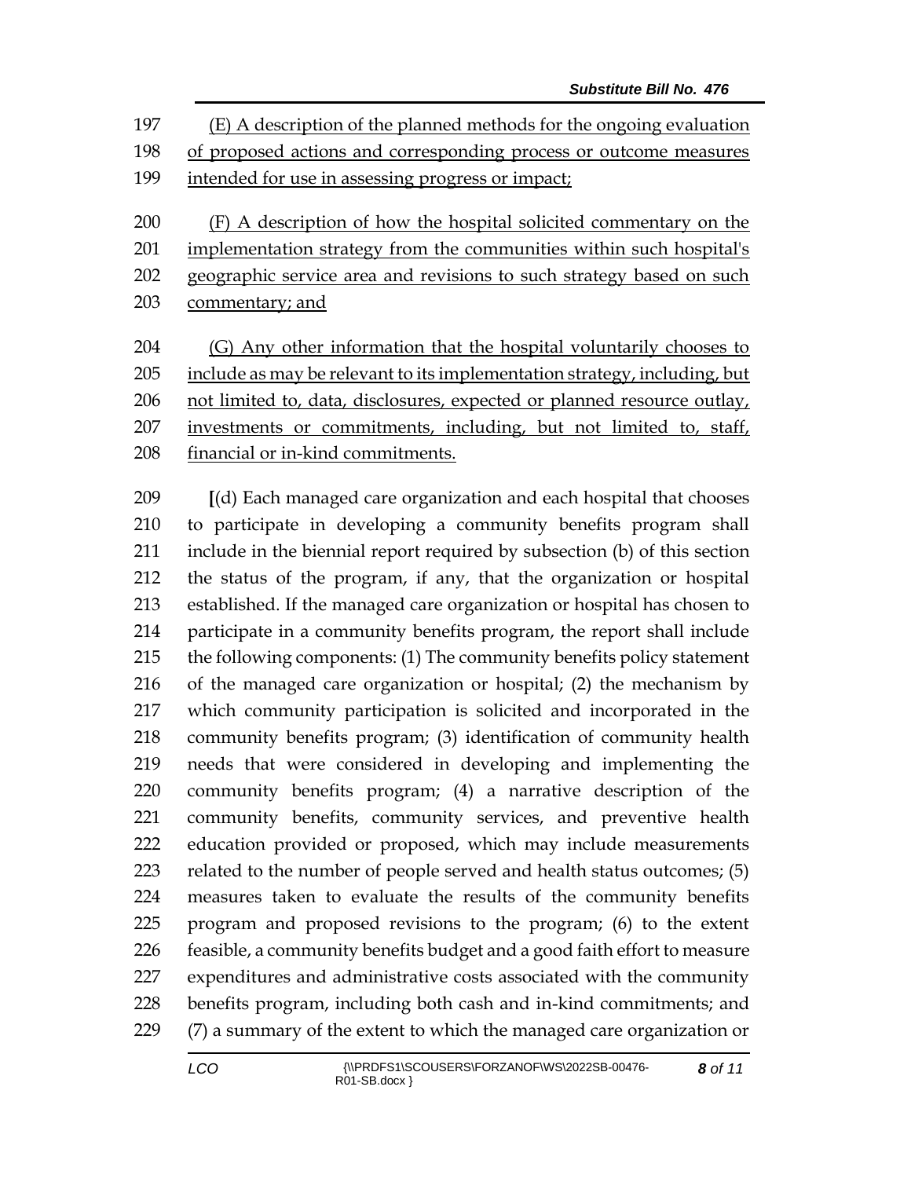197 (E) A description of the planned methods for the ongoing evaluation
198 of proposed actions and corresponding process or outcome measures
199 intended for use in assessing progress or impact;

200 (F) A description of how the hospital solicited commentary on the
201 implementation strategy from the communities within such hospital's
202 geographic service area and revisions to such strategy based on such
203 commentary; and

204 (G) Any other information that the hospital voluntarily chooses to
205 include as may be relevant to its implementation strategy, including, but
206 not limited to, data, disclosures, expected or planned resource outlay,
207 investments or commitments, including, but not limited to, staff,
208 financial or in-kind commitments.

209 **[**(d) Each managed care organization and each hospital that chooses
210 to participate in developing a community benefits program shall
211 include in the biennial report required by subsection (b) of this section
212 the status of the program, if any, that the organization or hospital
213 established. If the managed care organization or hospital has chosen to
214 participate in a community benefits program, the report shall include
215 the following components: (1) The community benefits policy statement
216 of the managed care organization or hospital; (2) the mechanism by
217 which community participation is solicited and incorporated in the
218 community benefits program; (3) identification of community health
219 needs that were considered in developing and implementing the
220 community benefits program; (4) a narrative description of the
221 community benefits, community services, and preventive health
222 education provided or proposed, which may include measurements
223 related to the number of people served and health status outcomes; (5)
224 measures taken to evaluate the results of the community benefits
225 program and proposed revisions to the program; (6) to the extent
226 feasible, a community benefits budget and a good faith effort to measure
227 expenditures and administrative costs associated with the community
228 benefits program, including both cash and in-kind commitments; and
229 (7) a summary of the extent to which the managed care organization or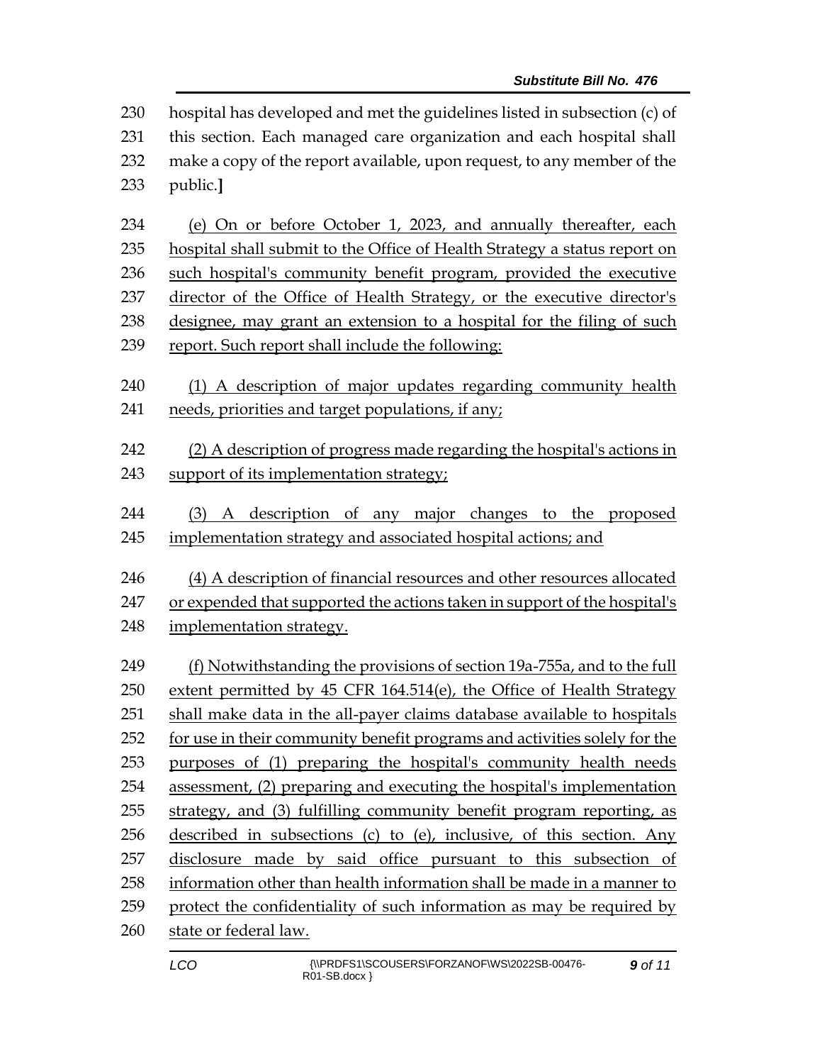hospital has developed and met the guidelines listed in subsection (c) of this section. Each managed care organization and each hospital shall make a copy of the report available, upon request, to any member of the public.**]**

(e) On or before October 1, 2023, and annually thereafter, each hospital shall submit to the Office of Health Strategy a status report on such hospital's community benefit program, provided the executive director of the Office of Health Strategy, or the executive director's designee, may grant an extension to a hospital for the filing of such report. Such report shall include the following:

(1) A description of major updates regarding community health needs, priorities and target populations, if any;

(2) A description of progress made regarding the hospital's actions in support of its implementation strategy;

(3) A description of any major changes to the proposed implementation strategy and associated hospital actions; and

(4) A description of financial resources and other resources allocated or expended that supported the actions taken in support of the hospital's implementation strategy.

(f) Notwithstanding the provisions of section 19a-755a, and to the full extent permitted by 45 CFR 164.514(e), the Office of Health Strategy shall make data in the all-payer claims database available to hospitals for use in their community benefit programs and activities solely for the purposes of (1) preparing the hospital's community health needs assessment, (2) preparing and executing the hospital's implementation strategy, and (3) fulfilling community benefit program reporting, as described in subsections (c) to (e), inclusive, of this section. Any disclosure made by said office pursuant to this subsection of information other than health information shall be made in a manner to protect the confidentiality of such information as may be required by state or federal law.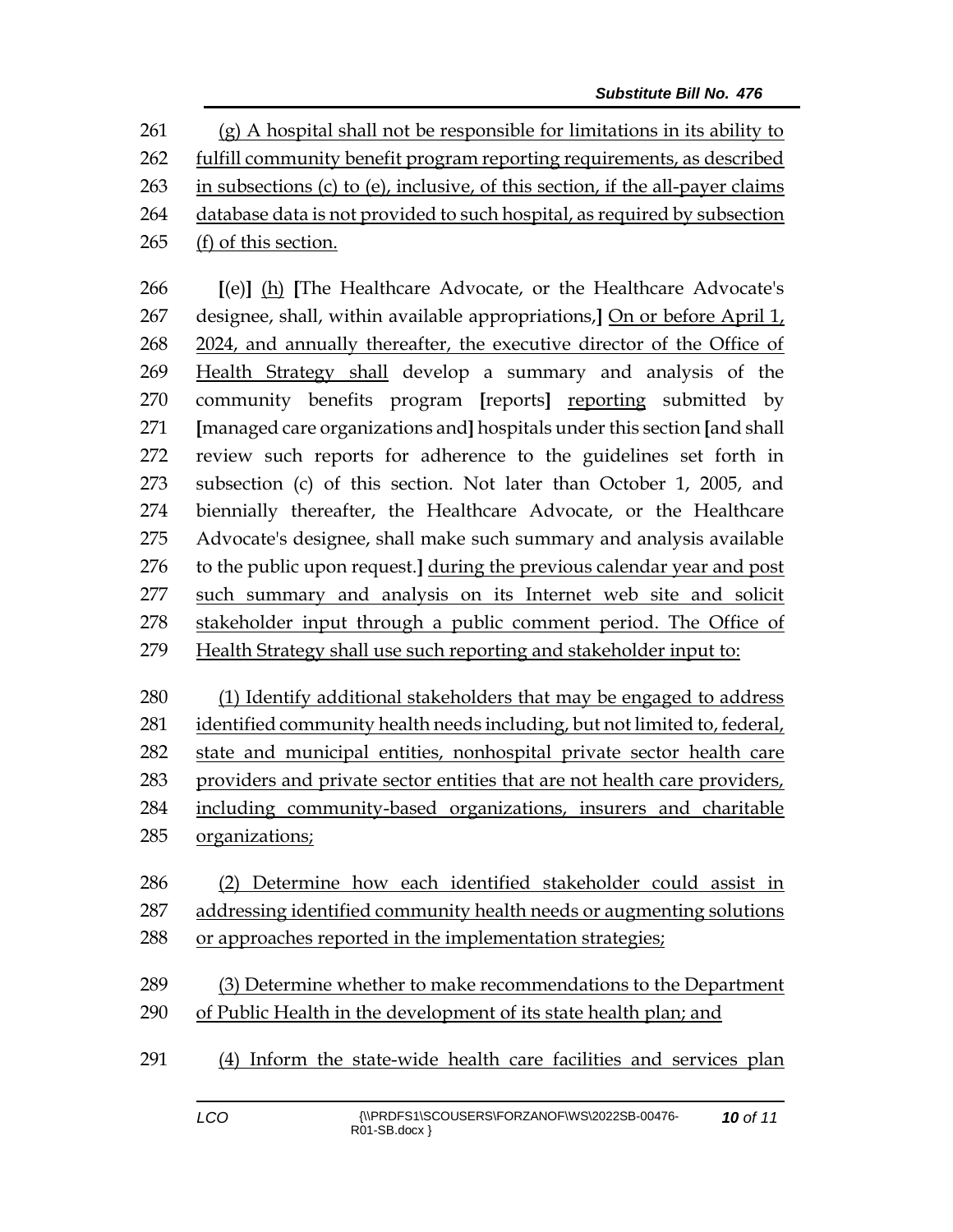261 (g) A hospital shall not be responsible for limitations in its ability to
262 fulfill community benefit program reporting requirements, as described
263 in subsections (c) to (e), inclusive, of this section, if the all-payer claims
264 database data is not provided to such hospital, as required by subsection
265 (f) of this section.

266 [(e)] (h) [The Healthcare Advocate, or the Healthcare Advocate's
267 designee, shall, within available appropriations,] On or before April 1,
268 2024, and annually thereafter, the executive director of the Office of
269 Health Strategy shall develop a summary and analysis of the
270 community benefits program [reports] reporting submitted by
271 [managed care organizations and] hospitals under this section [and shall
272 review such reports for adherence to the guidelines set forth in
273 subsection (c) of this section. Not later than October 1, 2005, and
274 biennially thereafter, the Healthcare Advocate, or the Healthcare
275 Advocate's designee, shall make such summary and analysis available
276 to the public upon request.] during the previous calendar year and post
277 such summary and analysis on its Internet web site and solicit
278 stakeholder input through a public comment period. The Office of
279 Health Strategy shall use such reporting and stakeholder input to:

280 (1) Identify additional stakeholders that may be engaged to address
281 identified community health needs including, but not limited to, federal,
282 state and municipal entities, nonhospital private sector health care
283 providers and private sector entities that are not health care providers,
284 including community-based organizations, insurers and charitable
285 organizations;

286 (2) Determine how each identified stakeholder could assist in
287 addressing identified community health needs or augmenting solutions
288 or approaches reported in the implementation strategies;

289 (3) Determine whether to make recommendations to the Department
290 of Public Health in the development of its state health plan; and

291 (4) Inform the state-wide health care facilities and services plan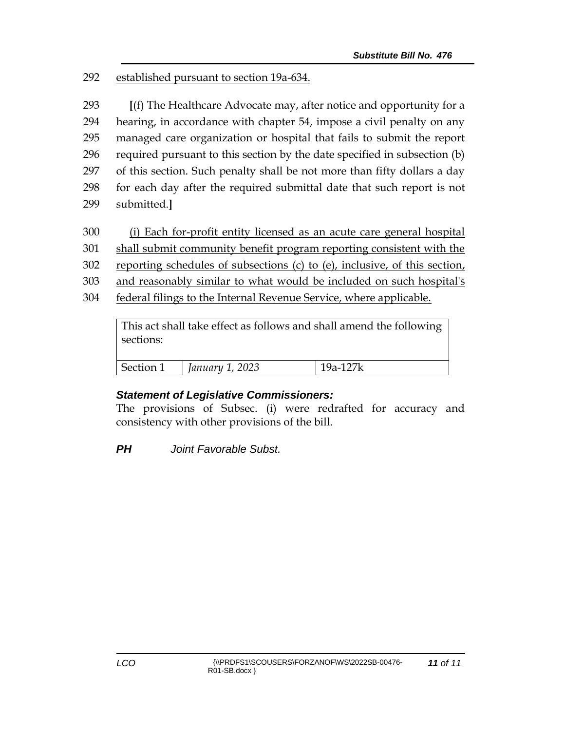292 established pursuant to section 19a-634.

293 [(f) The Healthcare Advocate may, after notice and opportunity for a
294 hearing, in accordance with chapter 54, impose a civil penalty on any
295 managed care organization or hospital that fails to submit the report
296 required pursuant to this section by the date specified in subsection (b)
297 of this section. Such penalty shall be not more than fifty dollars a day
298 for each day after the required submittal date that such report is not
299 submitted.]

300 (i) Each for-profit entity licensed as an acute care general hospital
301 shall submit community benefit program reporting consistent with the
302 reporting schedules of subsections (c) to (e), inclusive, of this section,
303 and reasonably similar to what would be included on such hospital's
304 federal filings to the Internal Revenue Service, where applicable.

| This act shall take effect as follows and shall amend the following sections: | | |
|---|---|---|
| Section 1 | *January 1, 2023* | 19a-127k |

***Statement of Legislative Commissioners:***
The provisions of Subsec. (i) were redrafted for accuracy and consistency with other provisions of the bill.

***PH*** *Joint Favorable Subst.*